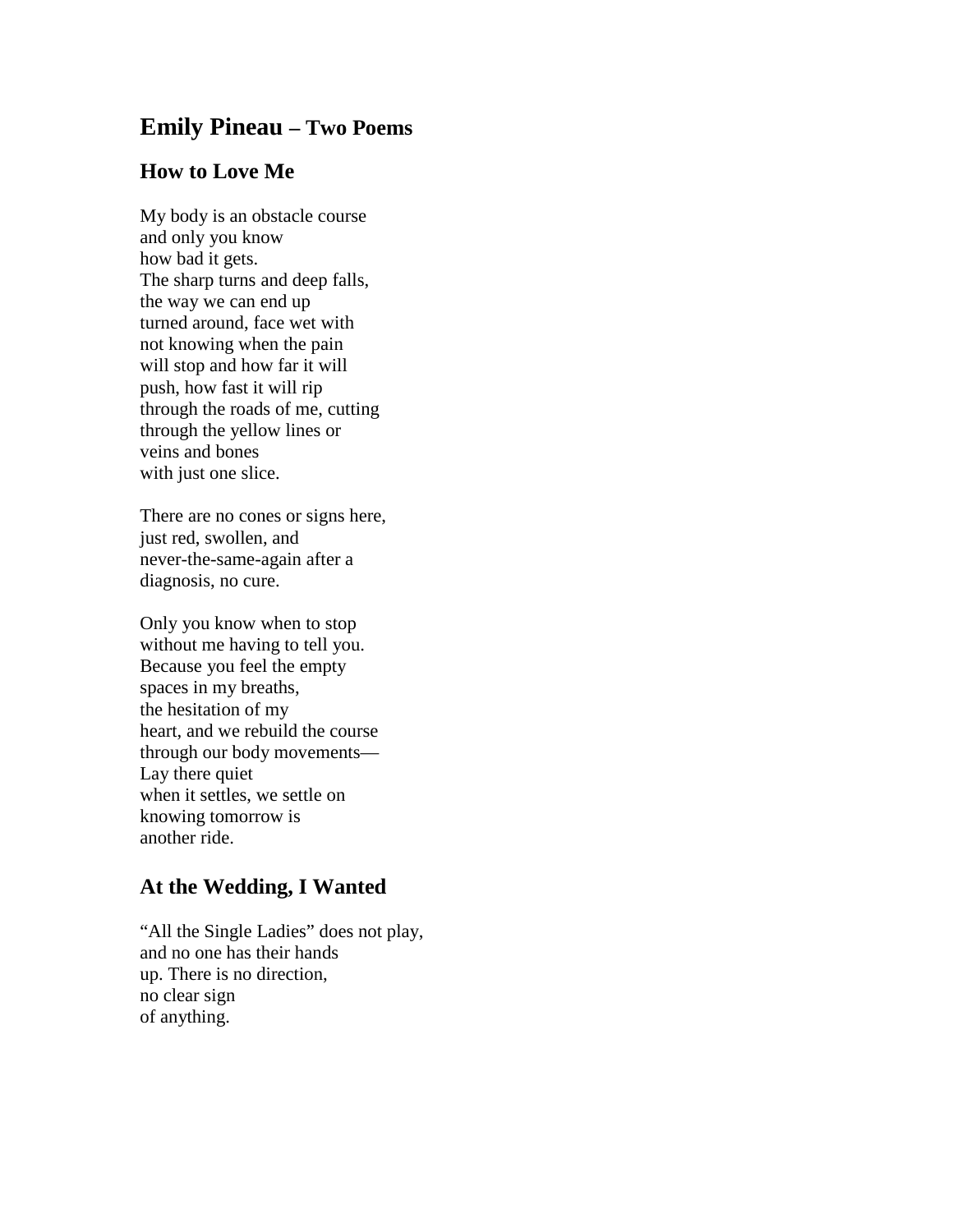# Emily Pineau – Two Poems

## How to Love Me

My body is an obstacle course  
and only you know  
how bad it gets.  
The sharp turns and deep falls,  
the way we can end up  
turned around, face wet with  
not knowing when the pain  
will stop and how far it will  
push, how fast it will rip  
through the roads of me, cutting  
through the yellow lines or  
veins and bones  
with just one slice.

There are no cones or signs here,  
just red, swollen, and  
never-the-same-again after a  
diagnosis, no cure.

Only you know when to stop  
without me having to tell you.  
Because you feel the empty  
spaces in my breaths,  
the hesitation of my  
heart, and we rebuild the course  
through our body movements—  
Lay there quiet  
when it settles, we settle on  
knowing tomorrow is  
another ride.

## At the Wedding, I Wanted

"All the Single Ladies" does not play,  
and no one has their hands  
up. There is no direction,  
no clear sign  
of anything.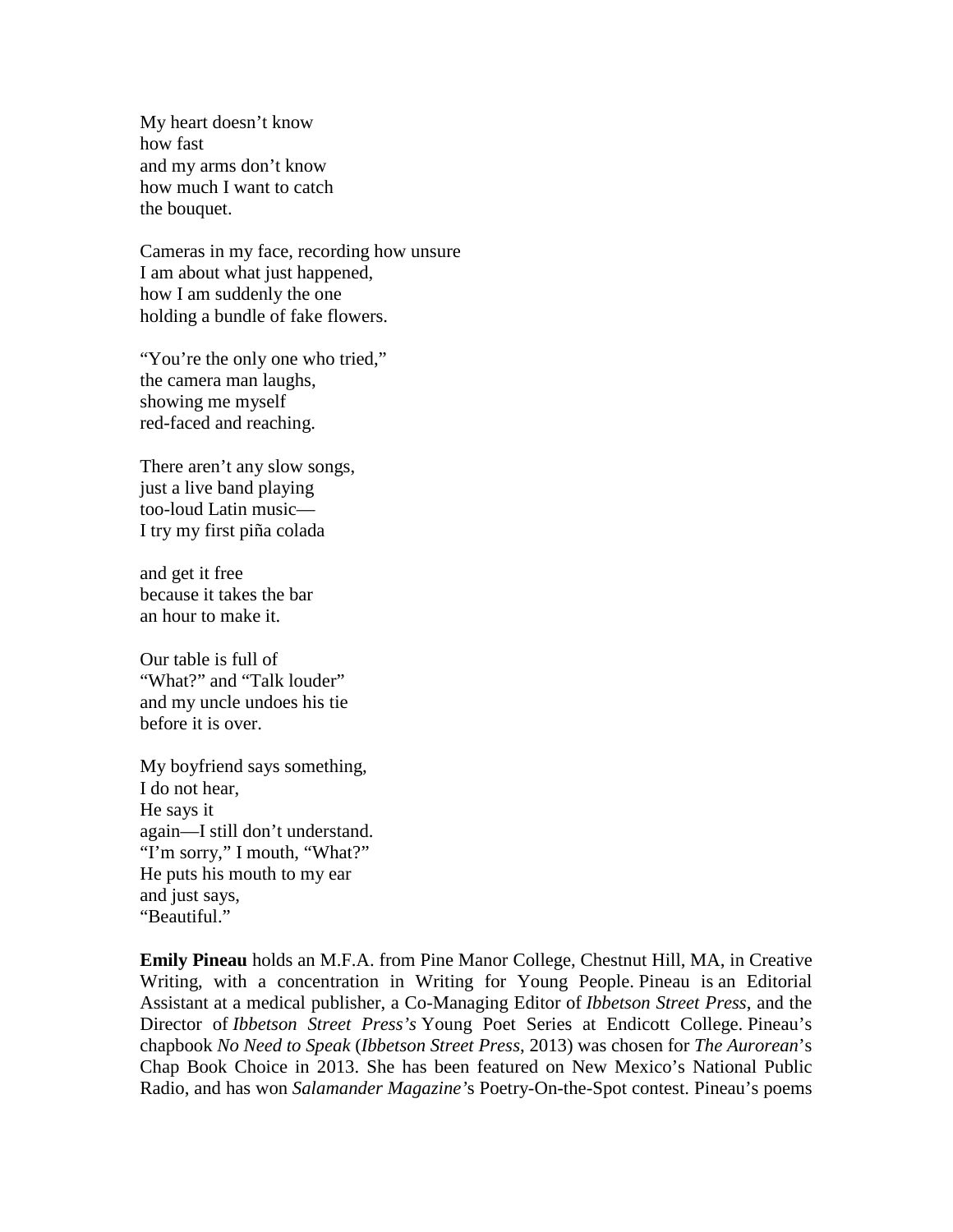My heart doesn't know  
how fast  
and my arms don't know  
how much I want to catch  
the bouquet.

Cameras in my face, recording how unsure  
I am about what just happened,  
how I am suddenly the one  
holding a bundle of fake flowers.

"You're the only one who tried,"  
the camera man laughs,  
showing me myself  
red-faced and reaching.

There aren't any slow songs,  
just a live band playing  
too-loud Latin music—  
I try my first piña colada

and get it free  
because it takes the bar  
an hour to make it.

Our table is full of  
"What?" and "Talk louder"  
and my uncle undoes his tie  
before it is over.

My boyfriend says something,  
I do not hear,  
He says it  
again—I still don't understand.  
"I'm sorry," I mouth, "What?"  
He puts his mouth to my ear  
and just says,  
"Beautiful."

**Emily Pineau** holds an M.F.A. from Pine Manor College, Chestnut Hill, MA, in Creative Writing, with a concentration in Writing for Young People. Pineau is an Editorial Assistant at a medical publisher, a Co-Managing Editor of *Ibbetson Street Press*, and the Director of *Ibbetson Street Press's* Young Poet Series at Endicott College. Pineau's chapbook *No Need to Speak* (*Ibbetson Street Press*, 2013) was chosen for *The Aurorean*'s Chap Book Choice in 2013. She has been featured on New Mexico's National Public Radio, and has won *Salamander Magazine*'s Poetry-On-the-Spot contest. Pineau's poems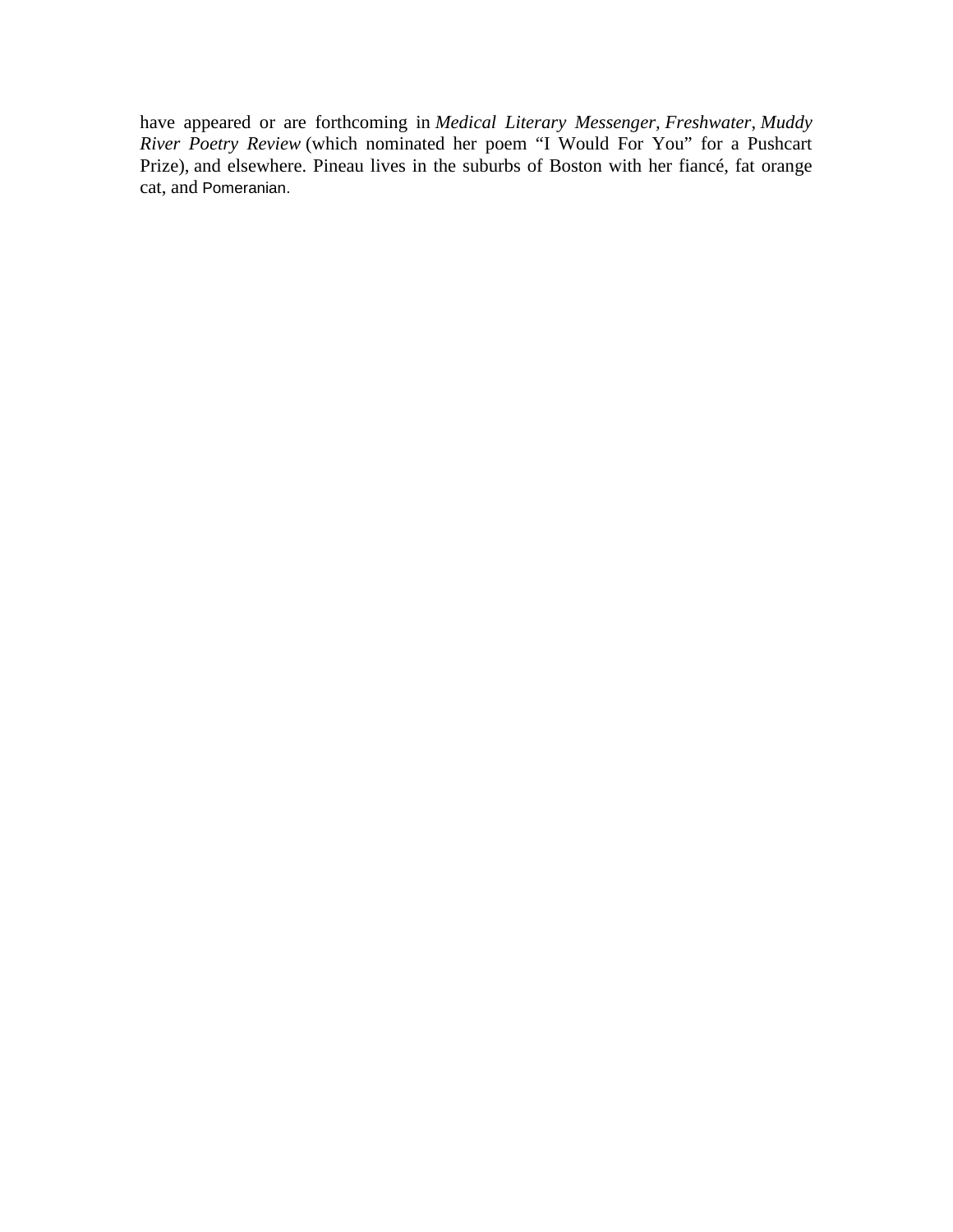have appeared or are forthcoming in *Medical Literary Messenger*, *Freshwater*, *Muddy River Poetry Review* (which nominated her poem "I Would For You" for a Pushcart Prize), and elsewhere. Pineau lives in the suburbs of Boston with her fiancé, fat orange cat, and Pomeranian.